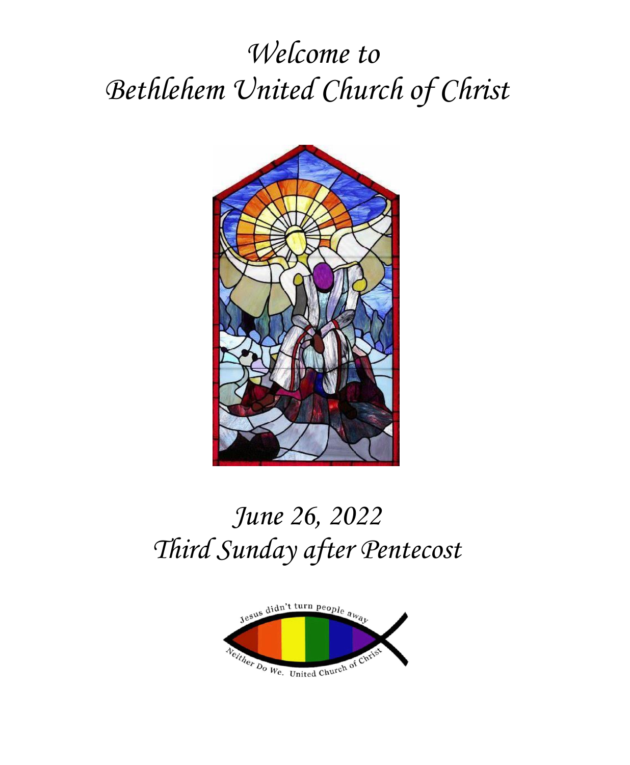# *Welcome to Bethlehem United Church of Christ*

## *June 26, 2022*
## *Third Sunday after Pentecost*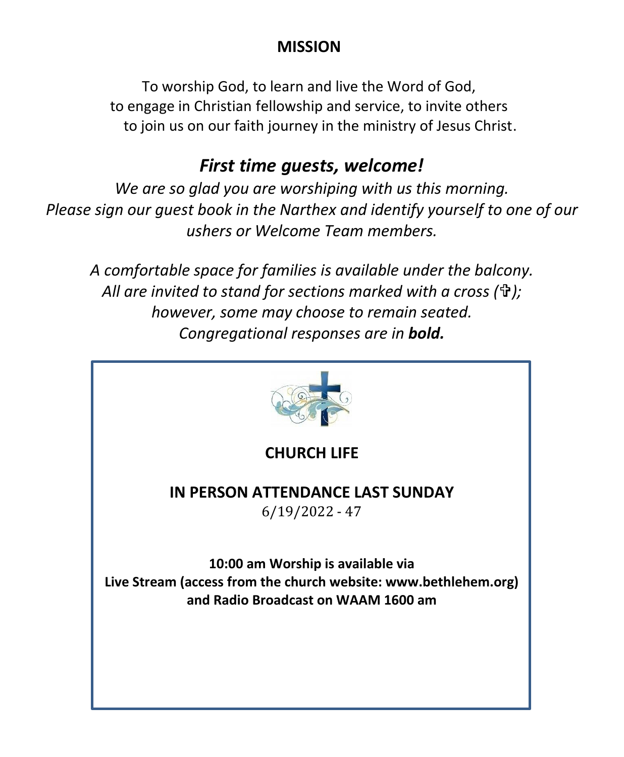## MISSION

To worship God, to learn and live the Word of God,
to engage in Christian fellowship and service, to invite others
to join us on our faith journey in the ministry of Jesus Christ.

## *First time guests, welcome!*

*We are so glad you are worshiping with us this morning.*
*Please sign our guest book in the Narthex and identify yourself to one of our ushers or Welcome Team members.*

*A comfortable space for families is available under the balcony.*
*All are invited to stand for sections marked with a cross (✞);*
*however, some may choose to remain seated.*
*Congregational responses are in* ***bold.***

### CHURCH LIFE

### IN PERSON ATTENDANCE LAST SUNDAY

6/19/2022 - 47

**10:00 am Worship is available via**
**Live Stream (access from the church website: www.bethlehem.org)**
**and Radio Broadcast on WAAM 1600 am**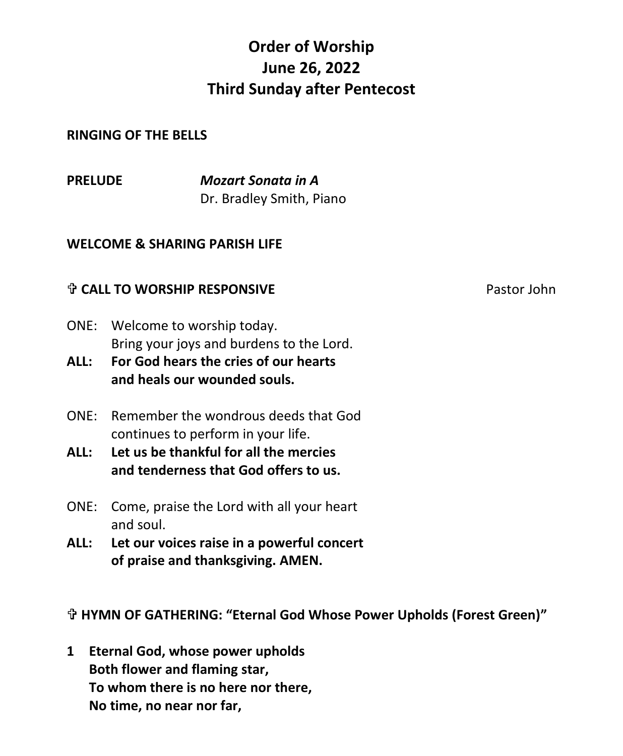# Order of Worship
# June 26, 2022
# Third Sunday after Pentecost

**RINGING OF THE BELLS**

**PRELUDE** ***Mozart Sonata in A***
Dr. Bradley Smith, Piano

**WELCOME & SHARING PARISH LIFE**

**✞ CALL TO WORSHIP RESPONSIVE** Pastor John

ONE: Welcome to worship today.
Bring your joys and burdens to the Lord.
**ALL: For God hears the cries of our hearts**
**and heals our wounded souls.**

ONE: Remember the wondrous deeds that God
continues to perform in your life.
**ALL: Let us be thankful for all the mercies**
**and tenderness that God offers to us.**

ONE: Come, praise the Lord with all your heart
and soul.
**ALL: Let our voices raise in a powerful concert**
**of praise and thanksgiving. AMEN.**

**✞ HYMN OF GATHERING: "Eternal God Whose Power Upholds (Forest Green)"**

**1 Eternal God, whose power upholds**
**Both flower and flaming star,**
**To whom there is no here nor there,**
**No time, no near nor far,**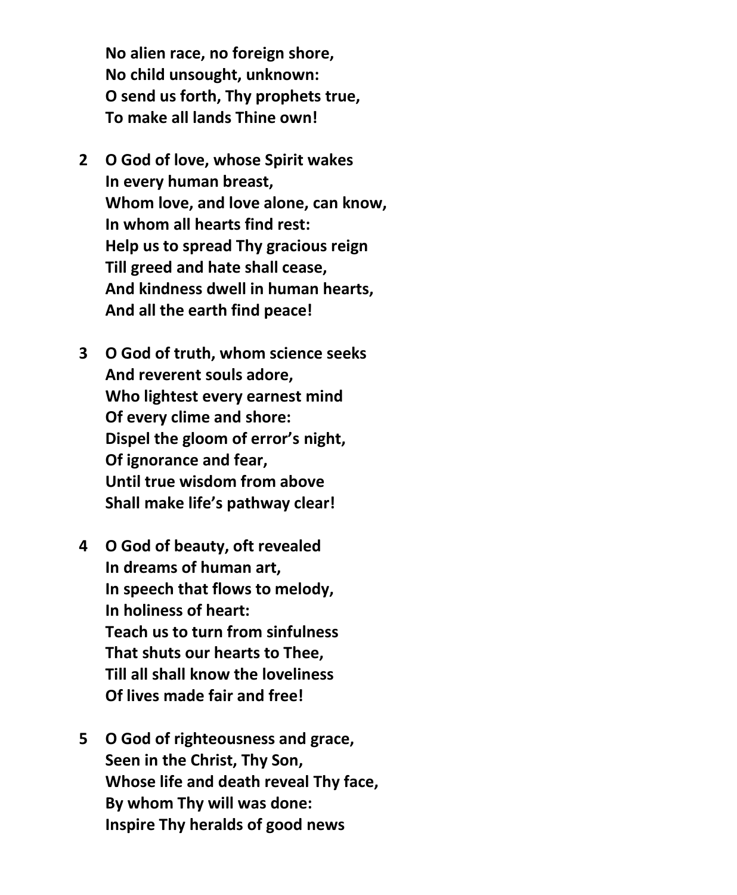**No alien race, no foreign shore,**
**No child unsought, unknown:**
**O send us forth, Thy prophets true,**
**To make all lands Thine own!**

**2 O God of love, whose Spirit wakes**
**In every human breast,**
**Whom love, and love alone, can know,**
**In whom all hearts find rest:**
**Help us to spread Thy gracious reign**
**Till greed and hate shall cease,**
**And kindness dwell in human hearts,**
**And all the earth find peace!**

**3 O God of truth, whom science seeks**
**And reverent souls adore,**
**Who lightest every earnest mind**
**Of every clime and shore:**
**Dispel the gloom of error's night,**
**Of ignorance and fear,**
**Until true wisdom from above**
**Shall make life's pathway clear!**

**4 O God of beauty, oft revealed**
**In dreams of human art,**
**In speech that flows to melody,**
**In holiness of heart:**
**Teach us to turn from sinfulness**
**That shuts our hearts to Thee,**
**Till all shall know the loveliness**
**Of lives made fair and free!**

**5 O God of righteousness and grace,**
**Seen in the Christ, Thy Son,**
**Whose life and death reveal Thy face,**
**By whom Thy will was done:**
**Inspire Thy heralds of good news**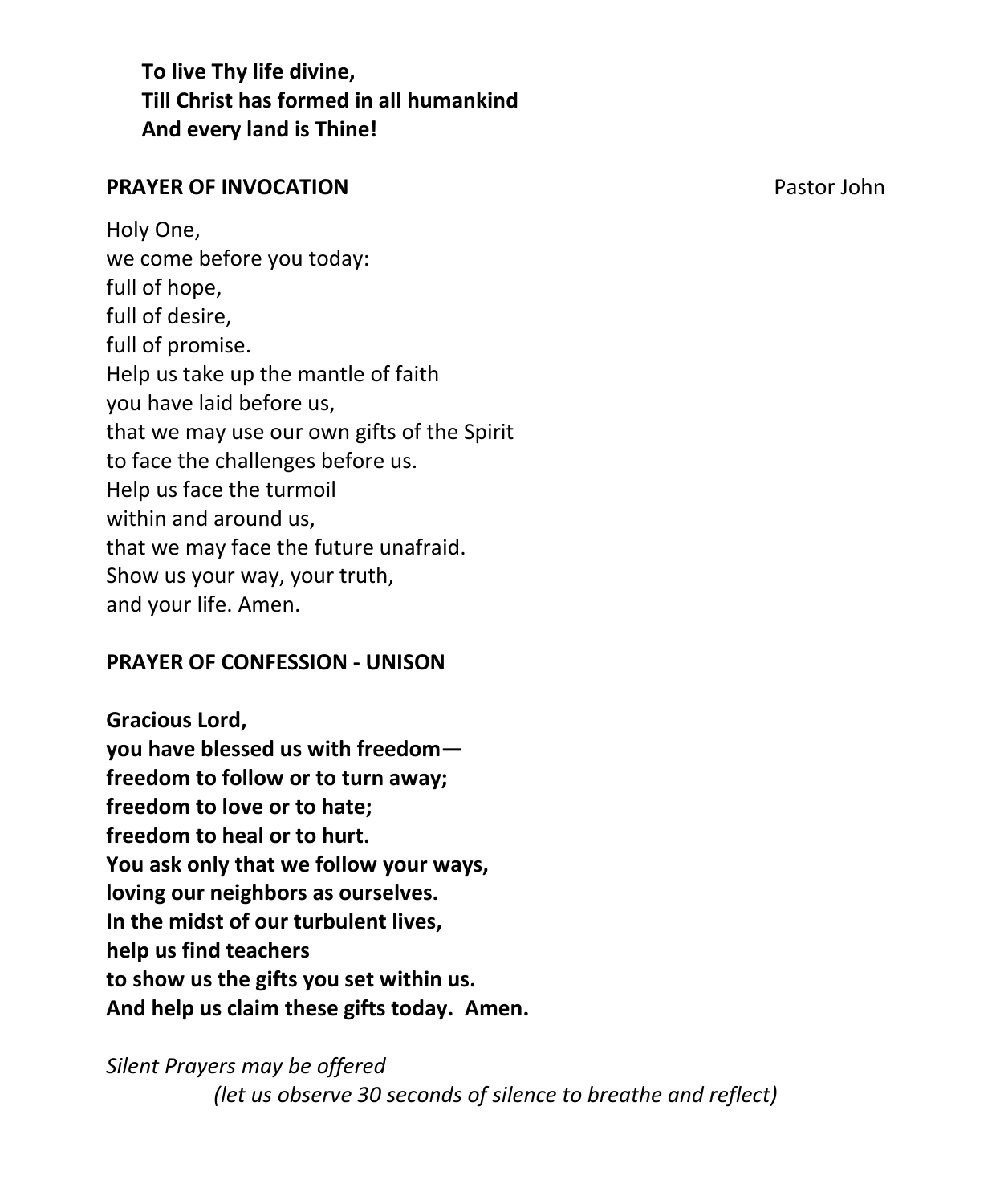**To live Thy life divine,**
**Till Christ has formed in all humankind**
**And every land is Thine!**

**PRAYER OF INVOCATION** Pastor John

Holy One,
we come before you today:
full of hope,
full of desire,
full of promise.
Help us take up the mantle of faith
you have laid before us,
that we may use our own gifts of the Spirit
to face the challenges before us.
Help us face the turmoil
within and around us,
that we may face the future unafraid.
Show us your way, your truth,
and your life. Amen.

**PRAYER OF CONFESSION - UNISON**

**Gracious Lord,**
**you have blessed us with freedom—**
**freedom to follow or to turn away;**
**freedom to love or to hate;**
**freedom to heal or to hurt.**
**You ask only that we follow your ways,**
**loving our neighbors as ourselves.**
**In the midst of our turbulent lives,**
**help us find teachers**
**to show us the gifts you set within us.**
**And help us claim these gifts today. Amen.**

*Silent Prayers may be offered*
*(let us observe 30 seconds of silence to breathe and reflect)*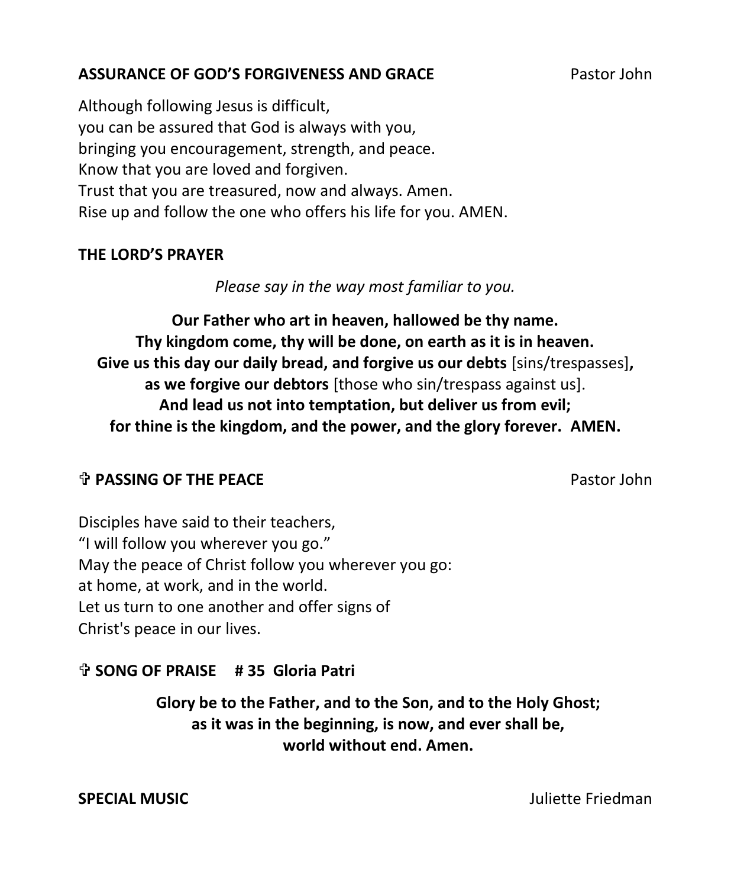**ASSURANCE OF GOD'S FORGIVENESS AND GRACE** Pastor John

Although following Jesus is difficult,
you can be assured that God is always with you,
bringing you encouragement, strength, and peace.
Know that you are loved and forgiven.
Trust that you are treasured, now and always. Amen.
Rise up and follow the one who offers his life for you. AMEN.

**THE LORD'S PRAYER**

*Please say in the way most familiar to you.*

**Our Father who art in heaven, hallowed be thy name.**
**Thy kingdom come, thy will be done, on earth as it is in heaven.**
**Give us this day our daily bread, and forgive us our debts** [sins/trespasses]**,**
**as we forgive our debtors** [those who sin/trespass against us].
**And lead us not into temptation, but deliver us from evil;**
**for thine is the kingdom, and the power, and the glory forever. AMEN.**

**✞ PASSING OF THE PEACE** Pastor John

Disciples have said to their teachers,
"I will follow you wherever you go."
May the peace of Christ follow you wherever you go:
at home, at work, and in the world.
Let us turn to one another and offer signs of
Christ's peace in our lives.

**✞ SONG OF PRAISE # 35 Gloria Patri**

**Glory be to the Father, and to the Son, and to the Holy Ghost;**
**as it was in the beginning, is now, and ever shall be,**
**world without end. Amen.**

**SPECIAL MUSIC** Juliette Friedman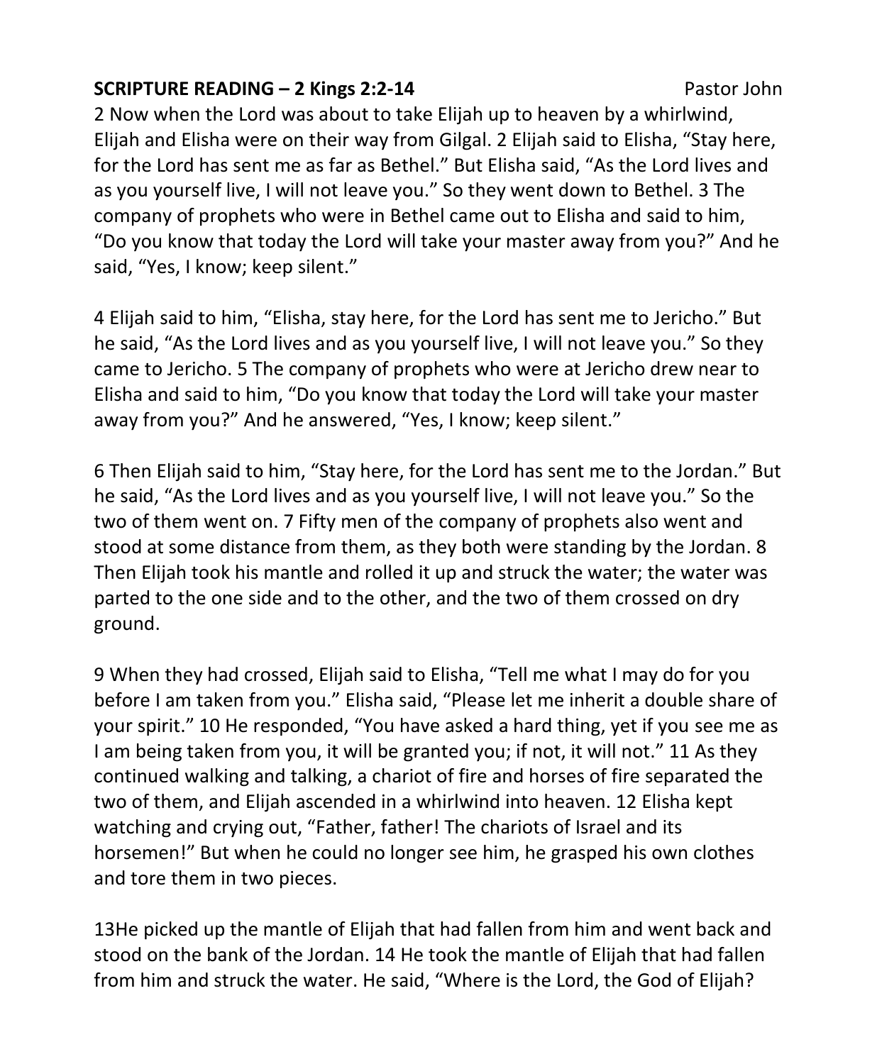**SCRIPTURE READING – 2 Kings 2:2-14** Pastor John

2 Now when the Lord was about to take Elijah up to heaven by a whirlwind, Elijah and Elisha were on their way from Gilgal. 2 Elijah said to Elisha, "Stay here, for the Lord has sent me as far as Bethel." But Elisha said, "As the Lord lives and as you yourself live, I will not leave you." So they went down to Bethel. 3 The company of prophets who were in Bethel came out to Elisha and said to him, "Do you know that today the Lord will take your master away from you?" And he said, "Yes, I know; keep silent."

4 Elijah said to him, "Elisha, stay here, for the Lord has sent me to Jericho." But he said, "As the Lord lives and as you yourself live, I will not leave you." So they came to Jericho. 5 The company of prophets who were at Jericho drew near to Elisha and said to him, "Do you know that today the Lord will take your master away from you?" And he answered, "Yes, I know; keep silent."

6 Then Elijah said to him, "Stay here, for the Lord has sent me to the Jordan." But he said, "As the Lord lives and as you yourself live, I will not leave you." So the two of them went on. 7 Fifty men of the company of prophets also went and stood at some distance from them, as they both were standing by the Jordan. 8 Then Elijah took his mantle and rolled it up and struck the water; the water was parted to the one side and to the other, and the two of them crossed on dry ground.

9 When they had crossed, Elijah said to Elisha, "Tell me what I may do for you before I am taken from you." Elisha said, "Please let me inherit a double share of your spirit." 10 He responded, "You have asked a hard thing, yet if you see me as I am being taken from you, it will be granted you; if not, it will not." 11 As they continued walking and talking, a chariot of fire and horses of fire separated the two of them, and Elijah ascended in a whirlwind into heaven. 12 Elisha kept watching and crying out, "Father, father! The chariots of Israel and its horsemen!" But when he could no longer see him, he grasped his own clothes and tore them in two pieces.

13He picked up the mantle of Elijah that had fallen from him and went back and stood on the bank of the Jordan. 14 He took the mantle of Elijah that had fallen from him and struck the water. He said, "Where is the Lord, the God of Elijah?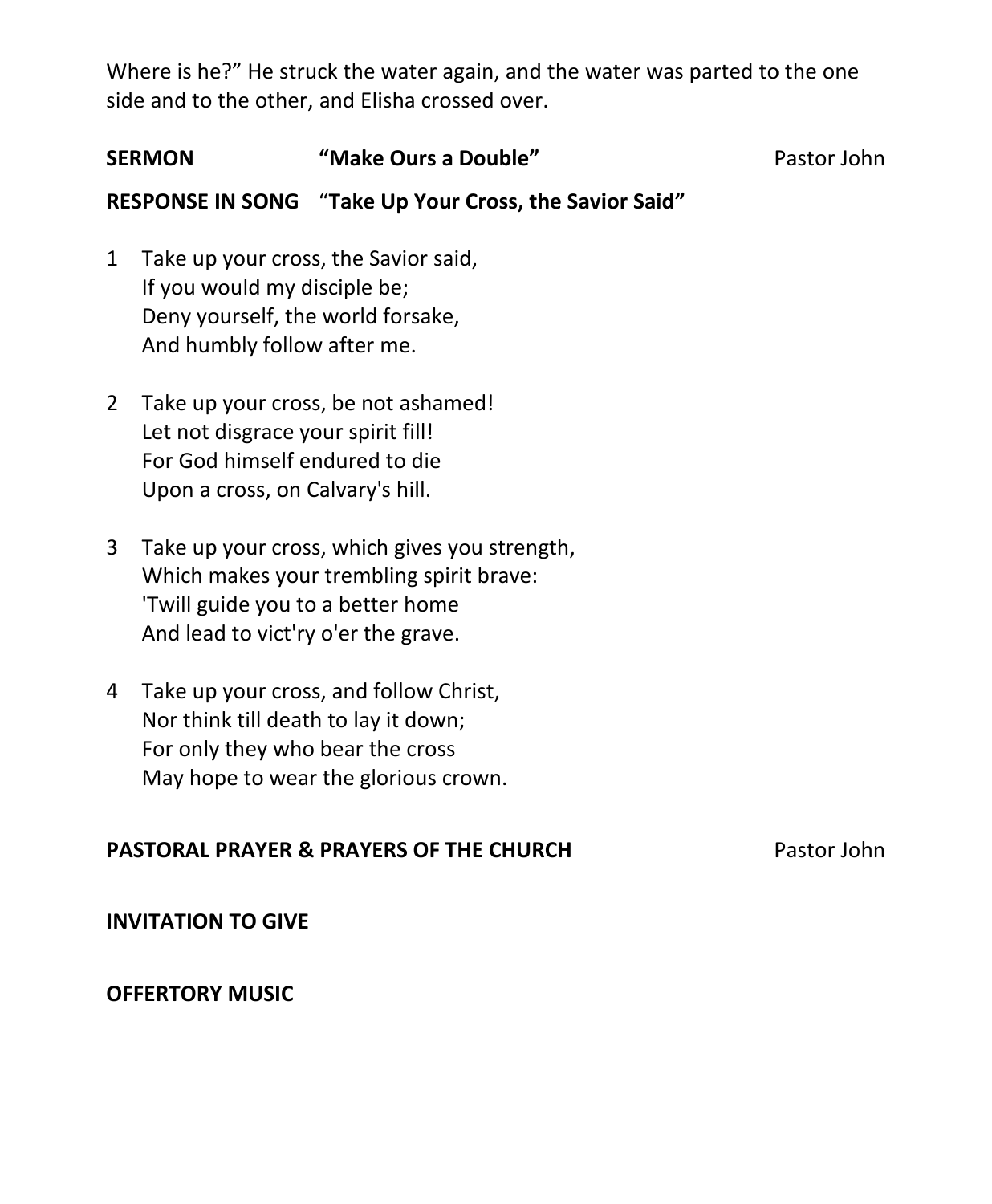Where is he?" He struck the water again, and the water was parted to the one side and to the other, and Elisha crossed over.

**SERMON** **"Make Ours a Double"** Pastor John

**RESPONSE IN SONG** "**Take Up Your Cross, the Savior Said"**

1 Take up your cross, the Savior said,
If you would my disciple be;
Deny yourself, the world forsake,
And humbly follow after me.

2 Take up your cross, be not ashamed!
Let not disgrace your spirit fill!
For God himself endured to die
Upon a cross, on Calvary's hill.

3 Take up your cross, which gives you strength,
Which makes your trembling spirit brave:
'Twill guide you to a better home
And lead to vict'ry o'er the grave.

4 Take up your cross, and follow Christ,
Nor think till death to lay it down;
For only they who bear the cross
May hope to wear the glorious crown.

**PASTORAL PRAYER & PRAYERS OF THE CHURCH** Pastor John

**INVITATION TO GIVE**

**OFFERTORY MUSIC**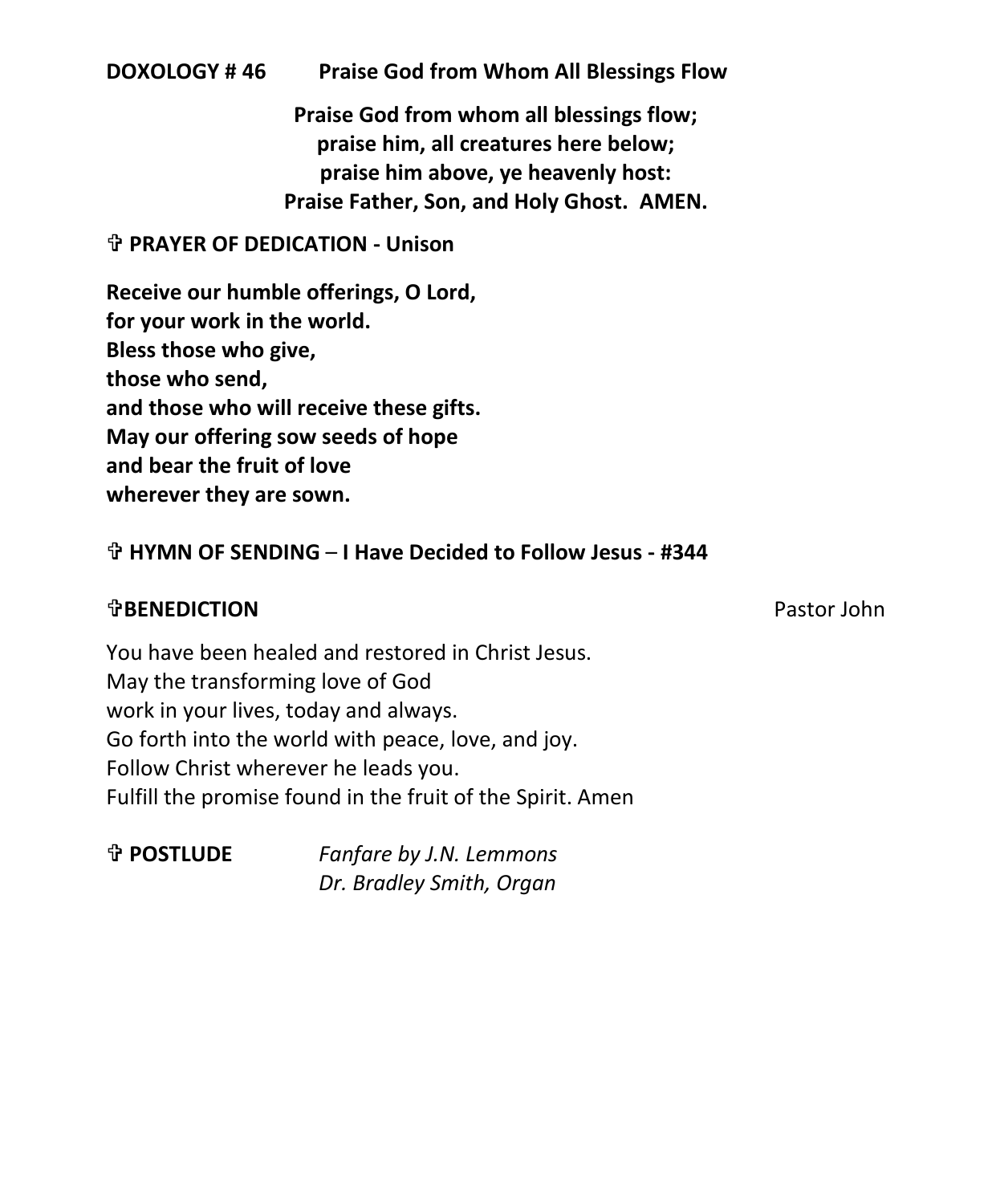**DOXOLOGY # 46 Praise God from Whom All Blessings Flow**

**Praise God from whom all blessings flow;**
**praise him, all creatures here below;**
**praise him above, ye heavenly host:**
**Praise Father, Son, and Holy Ghost. AMEN.**

**✞ PRAYER OF DEDICATION - Unison**

**Receive our humble offerings, O Lord,**
**for your work in the world.**
**Bless those who give,**
**those who send,**
**and those who will receive these gifts.**
**May our offering sow seeds of hope**
**and bear the fruit of love**
**wherever they are sown.**

**✞ HYMN OF SENDING – I Have Decided to Follow Jesus - #344**

**✞BENEDICTION** Pastor John

You have been healed and restored in Christ Jesus.
May the transforming love of God
work in your lives, today and always.
Go forth into the world with peace, love, and joy.
Follow Christ wherever he leads you.
Fulfill the promise found in the fruit of the Spirit. Amen

**✞ POSTLUDE** *Fanfare by J.N. Lemmons*
*Dr. Bradley Smith, Organ*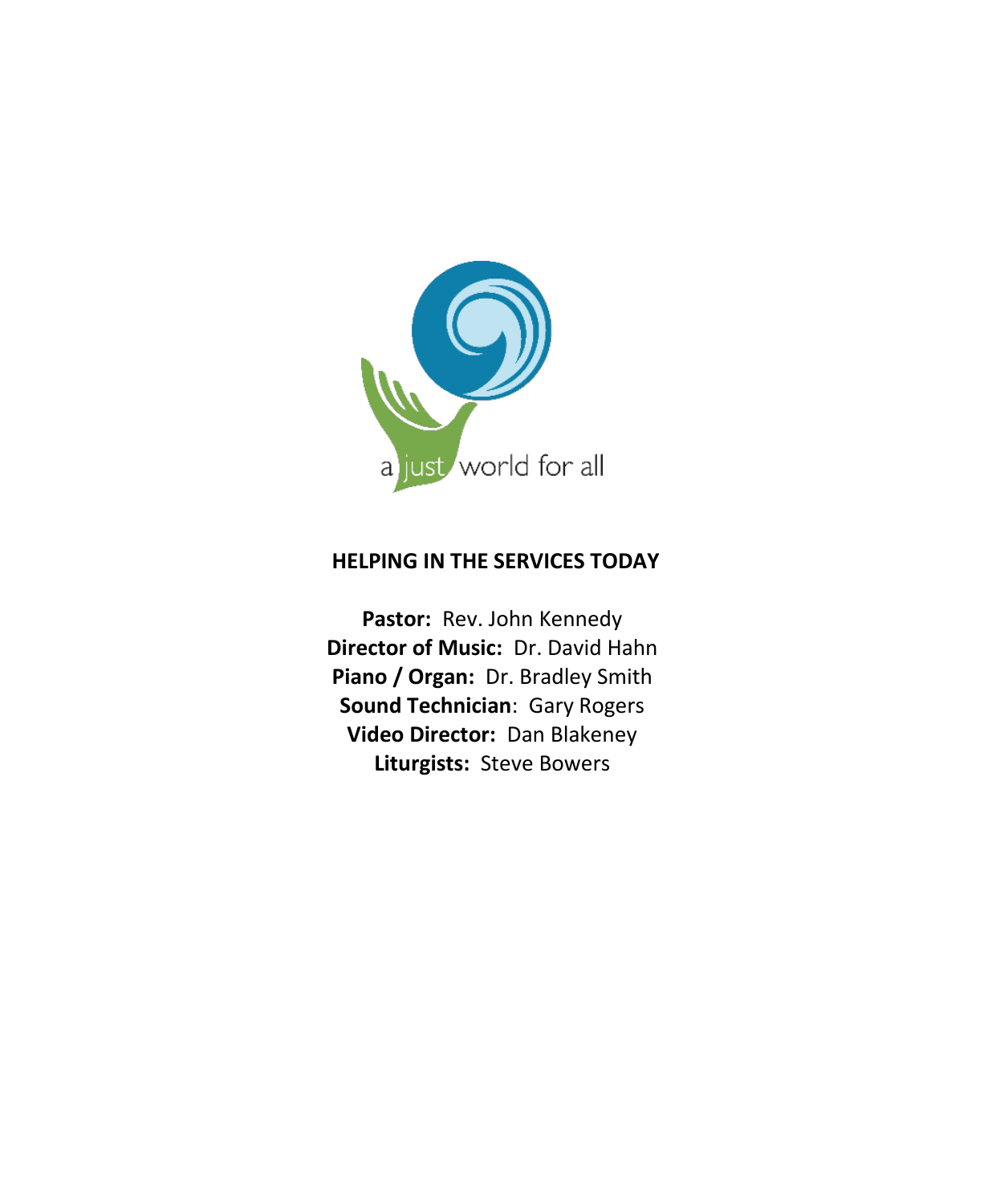a just world for all

## HELPING IN THE SERVICES TODAY

**Pastor:** Rev. John Kennedy
**Director of Music:** Dr. David Hahn
**Piano / Organ:** Dr. Bradley Smith
**Sound Technician**: Gary Rogers
**Video Director:** Dan Blakeney
**Liturgists:** Steve Bowers